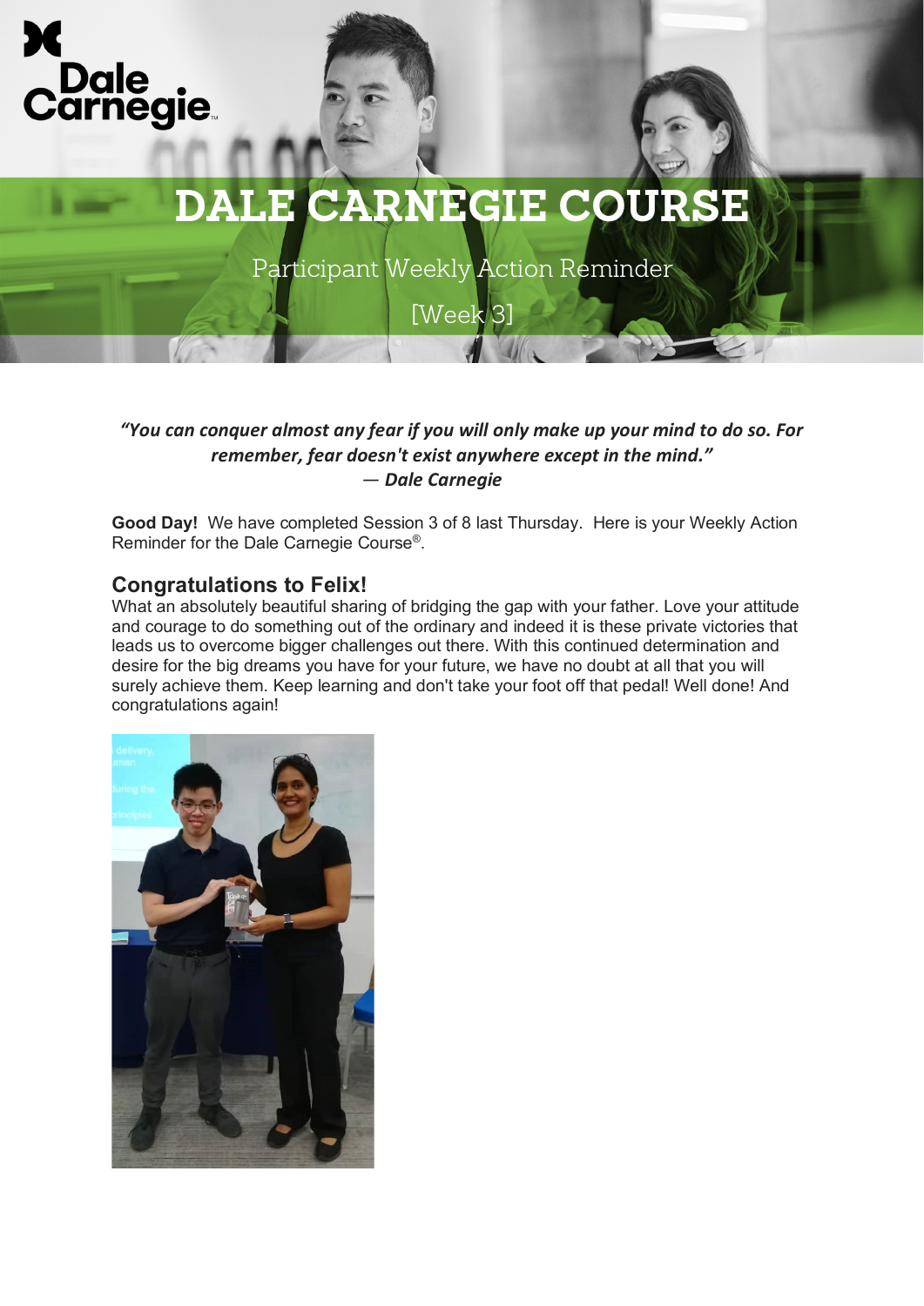# DALE CARNEGIE COURSE

Participant Weekly Action Reminder

[Week 3]

***"You can conquer almost any fear if you will only make up your mind to do so. For remember, fear doesn't exist anywhere except in the mind."***
***— Dale Carnegie***

**Good Day!** We have completed Session 3 of 8 last Thursday. Here is your Weekly Action Reminder for the Dale Carnegie Course®.

## Congratulations to Felix!

What an absolutely beautiful sharing of bridging the gap with your father. Love your attitude and courage to do something out of the ordinary and indeed it is these private victories that leads us to overcome bigger challenges out there. With this continued determination and desire for the big dreams you have for your future, we have no doubt at all that you will surely achieve them. Keep learning and don't take your foot off that pedal! Well done! And congratulations again!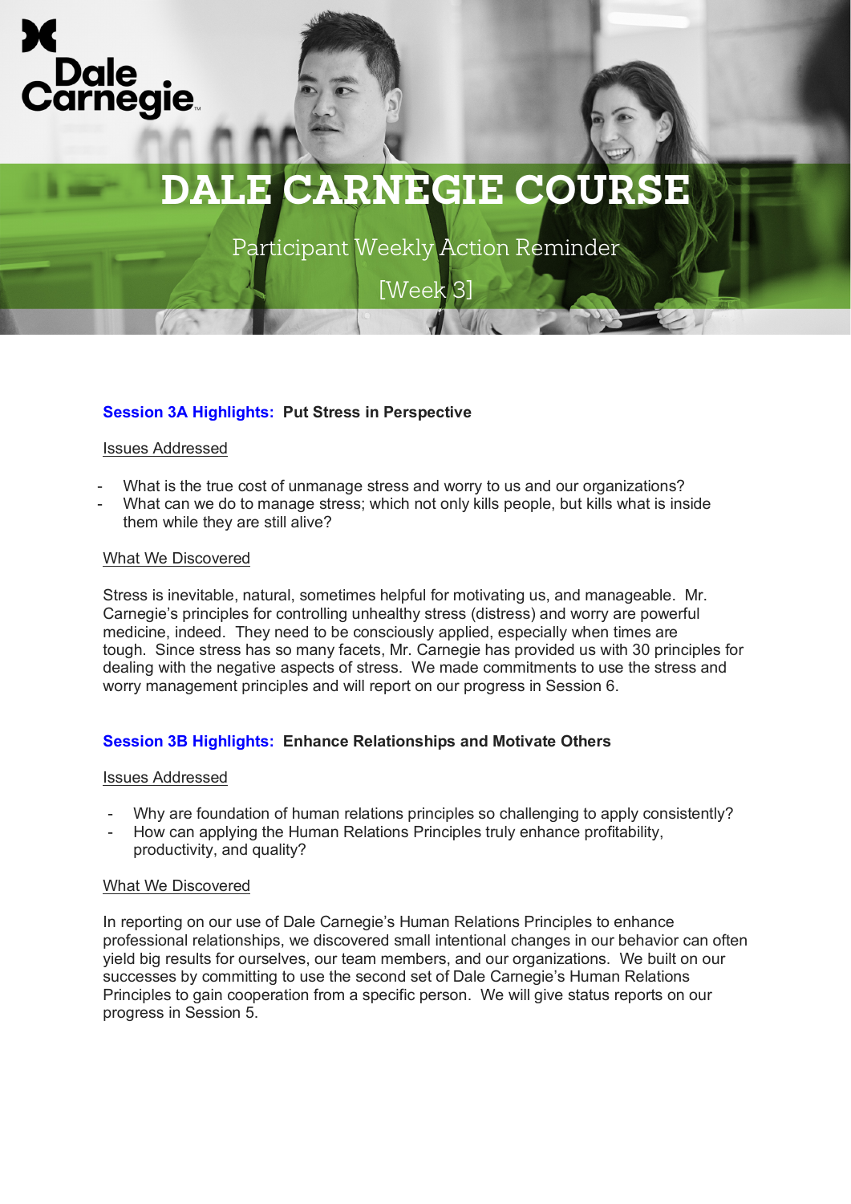Dale Carnegie

# DALE CARNEGIE COURSE

Participant Weekly Action Reminder

[Week 3]

## Session 3A Highlights: Put Stress in Perspective

Issues Addressed

- What is the true cost of unmanage stress and worry to us and our organizations?
- What can we do to manage stress; which not only kills people, but kills what is inside them while they are still alive?

What We Discovered

Stress is inevitable, natural, sometimes helpful for motivating us, and manageable. Mr. Carnegie's principles for controlling unhealthy stress (distress) and worry are powerful medicine, indeed. They need to be consciously applied, especially when times are tough. Since stress has so many facets, Mr. Carnegie has provided us with 30 principles for dealing with the negative aspects of stress. We made commitments to use the stress and worry management principles and will report on our progress in Session 6.

## Session 3B Highlights: Enhance Relationships and Motivate Others

Issues Addressed

- Why are foundation of human relations principles so challenging to apply consistently?
- How can applying the Human Relations Principles truly enhance profitability, productivity, and quality?

What We Discovered

In reporting on our use of Dale Carnegie's Human Relations Principles to enhance professional relationships, we discovered small intentional changes in our behavior can often yield big results for ourselves, our team members, and our organizations. We built on our successes by committing to use the second set of Dale Carnegie's Human Relations Principles to gain cooperation from a specific person. We will give status reports on our progress in Session 5.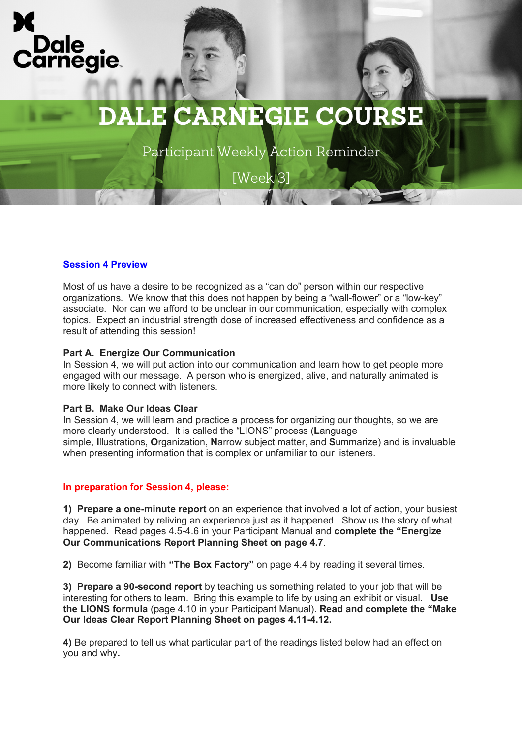# DALE CARNEGIE COURSE

Participant Weekly Action Reminder

[Week 3]

## Session 4 Preview

Most of us have a desire to be recognized as a "can do" person within our respective organizations. We know that this does not happen by being a "wall-flower" or a "low-key" associate. Nor can we afford to be unclear in our communication, especially with complex topics. Expect an industrial strength dose of increased effectiveness and confidence as a result of attending this session!

**Part A. Energize Our Communication**
In Session 4, we will put action into our communication and learn how to get people more engaged with our message. A person who is energized, alive, and naturally animated is more likely to connect with listeners.

**Part B. Make Our Ideas Clear**
In Session 4, we will learn and practice a process for organizing our thoughts, so we are more clearly understood. It is called the "LIONS" process (**L**anguage simple, **I**llustrations, **O**rganization, **N**arrow subject matter, and **S**ummarize) and is invaluable when presenting information that is complex or unfamiliar to our listeners.

## In preparation for Session 4, please:

**1) Prepare a one-minute report** on an experience that involved a lot of action, your busiest day. Be animated by reliving an experience just as it happened. Show us the story of what happened. Read pages 4.5-4.6 in your Participant Manual and **complete the "Energize Our Communications Report Planning Sheet on page 4.7**.

**2)** Become familiar with **"The Box Factory"** on page 4.4 by reading it several times.

**3) Prepare a 90-second report** by teaching us something related to your job that will be interesting for others to learn. Bring this example to life by using an exhibit or visual. **Use the LIONS formula** (page 4.10 in your Participant Manual). **Read and complete the "Make Our Ideas Clear Report Planning Sheet on pages 4.11-4.12.**

**4)** Be prepared to tell us what particular part of the readings listed below had an effect on you and why.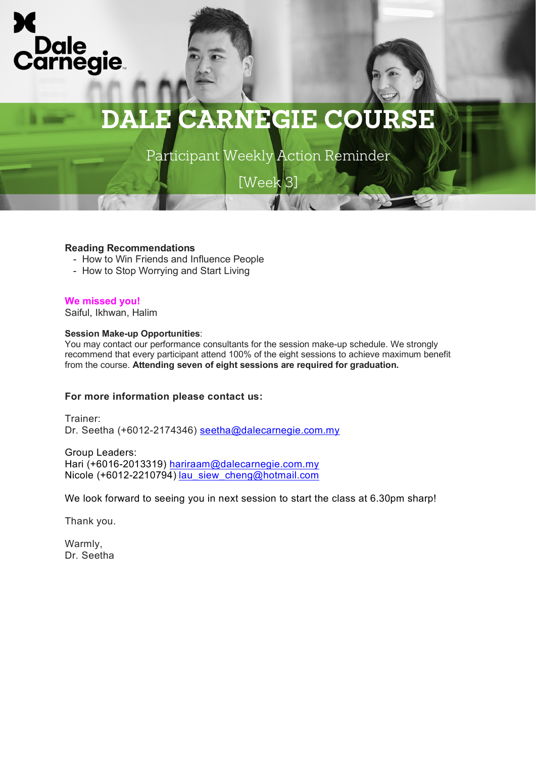Dale Carnegie

# DALE CARNEGIE COURSE

Participant Weekly Action Reminder

[Week 3]

**Reading Recommendations**

- How to Win Friends and Influence People
- How to Stop Worrying and Start Living

**We missed you!**

Saiful, Ikhwan, Halim

**Session Make-up Opportunities**:

You may contact our performance consultants for the session make-up schedule. We strongly recommend that every participant attend 100% of the eight sessions to achieve maximum benefit from the course. **Attending seven of eight sessions are required for graduation.**

**For more information please contact us:**

Trainer:
Dr. Seetha (+6012-2174346) seetha@dalecarnegie.com.my

Group Leaders:
Hari (+6016-2013319) hariraam@dalecarnegie.com.my
Nicole (+6012-2210794) lau_siew_cheng@hotmail.com

We look forward to seeing you in next session to start the class at 6.30pm sharp!

Thank you.

Warmly,
Dr. Seetha